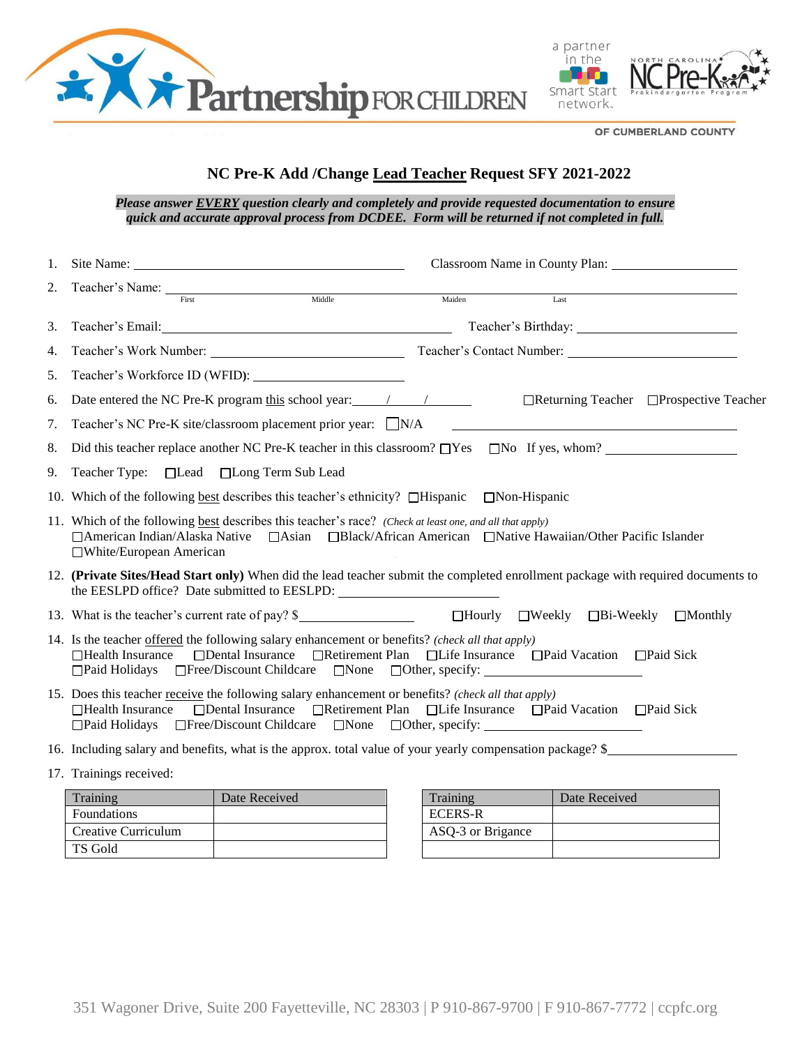Partnership FOR CHILDREN

a partner in the Smart Start network.

NORTH CAROLINA NC Pre-K Prekindergarten Program

OF CUMBERLAND COUNTY

## NC Pre-K Add /Change Lead Teacher Request SFY 2021-2022

***Please answer EVERY question clearly and completely and provide requested documentation to ensure quick and accurate approval process from DCDEE. Form will be returned if not completed in full.***

1. Site Name: ______________________ Classroom Name in County Plan: ______________
2. Teacher's Name: ______________________________________________
   First Middle Maiden Last
3. Teacher's Email: ______________________ Teacher's Birthday: ______________
4. Teacher's Work Number: ______________________ Teacher's Contact Number: ______________
5. Teacher's Workforce ID (WFID): ______________
6. Date entered the NC Pre-K program this school year: ____/____/____ ☐Returning Teacher ☐Prospective Teacher
7. Teacher's NC Pre-K site/classroom placement prior year: ☐N/A ______________
8. Did this teacher replace another NC Pre-K teacher in this classroom? ☐Yes ☐No If yes, whom? ______________
9. Teacher Type: ☐Lead ☐Long Term Sub Lead
10. Which of the following best describes this teacher's ethnicity? ☐Hispanic ☐Non-Hispanic
11. Which of the following best describes this teacher's race? *(Check at least one, and all that apply)*
    ☐American Indian/Alaska Native ☐Asian ☐Black/African American ☐Native Hawaiian/Other Pacific Islander ☐White/European American
12. **(Private Sites/Head Start only)** When did the lead teacher submit the completed enrollment package with required documents to the EESLPD office? Date submitted to EESLPD: ______________
13. What is the teacher's current rate of pay? $______________ ☐Hourly ☐Weekly ☐Bi-Weekly ☐Monthly
14. Is the teacher offered the following salary enhancement or benefits? *(check all that apply)*
    ☐Health Insurance ☐Dental Insurance ☐Retirement Plan ☐Life Insurance ☐Paid Vacation ☐Paid Sick ☐Paid Holidays ☐Free/Discount Childcare ☐None ☐Other, specify: ______________
15. Does this teacher receive the following salary enhancement or benefits? *(check all that apply)*
    ☐Health Insurance ☐Dental Insurance ☐Retirement Plan ☐Life Insurance ☐Paid Vacation ☐Paid Sick ☐Paid Holidays ☐Free/Discount Childcare ☐None ☐Other, specify: ______________
16. Including salary and benefits, what is the approx. total value of your yearly compensation package? $______________
17. Trainings received:

| Training | Date Received |
|---|---|
| Foundations | |
| Creative Curriculum | |
| TS Gold | |

| Training | Date Received |
|---|---|
| ECERS-R | |
| ASQ-3 or Brigance | |
| | |

351 Wagoner Drive, Suite 200 Fayetteville, NC 28303 | P 910-867-9700 | F 910-867-7772 | ccpfc.org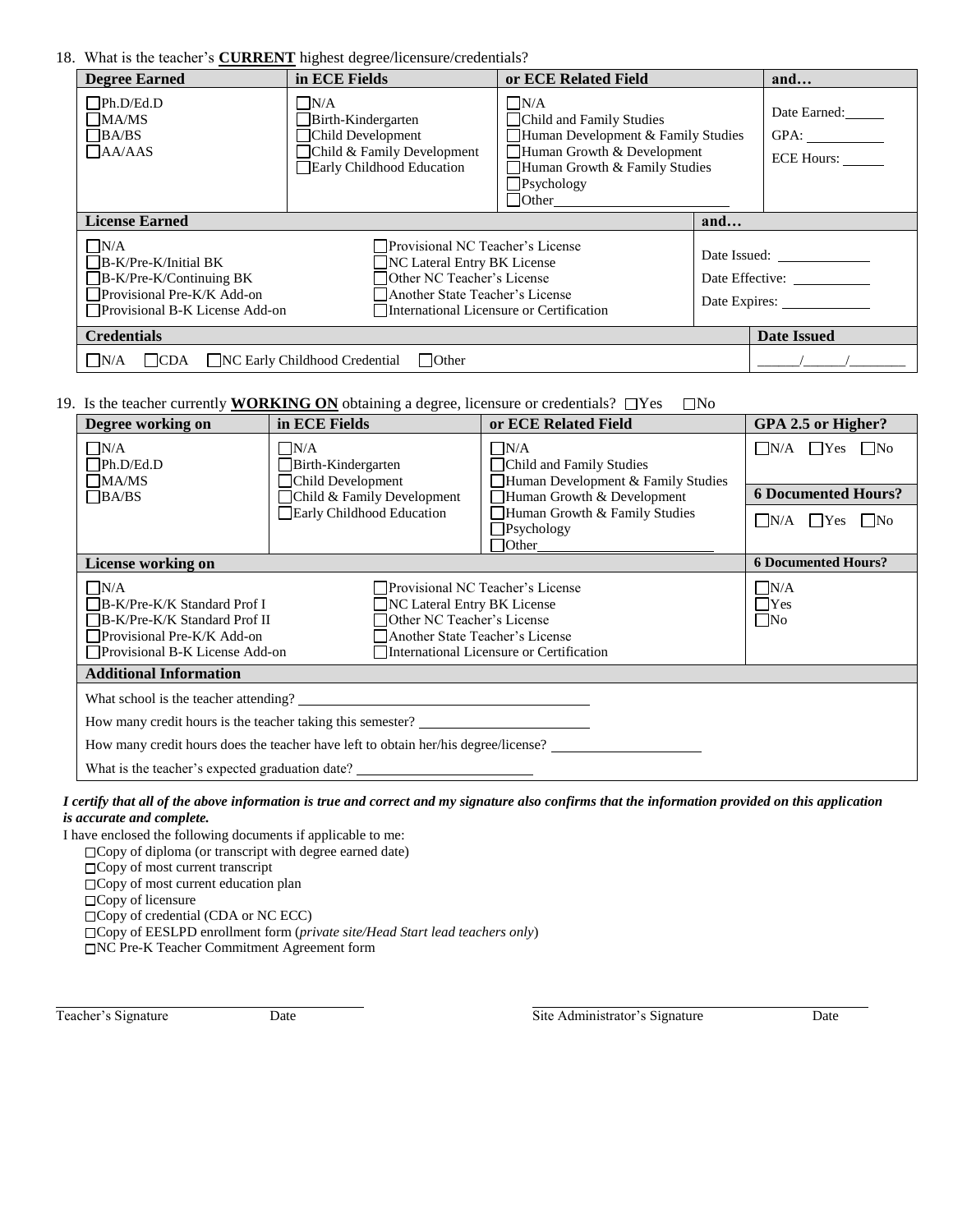18. What is the teacher's **CURRENT** highest degree/licensure/credentials?

| Degree Earned | in ECE Fields | or ECE Related Field | and… |
|---|---|---|---|
| ☐Ph.D/Ed.D<br>☐MA/MS<br>☐BA/BS<br>☐AA/AAS | ☐N/A<br>☐Birth-Kindergarten<br>☐Child Development<br>☐Child & Family Development<br>☐Early Childhood Education | ☐N/A<br>☐Child and Family Studies<br>☐Human Development & Family Studies<br>☐Human Growth & Development<br>☐Human Growth & Family Studies<br>☐Psychology<br>☐Other________________ | Date Earned:_____<br>GPA: ________<br>ECE Hours: _____ |

| License Earned | | and… |
|---|---|---|
| ☐N/A<br>☐B-K/Pre-K/Initial BK<br>☐B-K/Pre-K/Continuing BK<br>☐Provisional Pre-K/K Add-on<br>☐Provisional B-K License Add-on | ☐Provisional NC Teacher's License<br>☐NC Lateral Entry BK License<br>☐Other NC Teacher's License<br>☐Another State Teacher's License<br>☐International Licensure or Certification | Date Issued: ________<br>Date Effective: ________<br>Date Expires: ________ |

| Credentials | Date Issued |
|---|---|
| ☐N/A ☐CDA ☐NC Early Childhood Credential ☐Other | _____/_____/_______ |

19. Is the teacher currently **WORKING ON** obtaining a degree, licensure or credentials? ☐Yes ☐No

| Degree working on | in ECE Fields | or ECE Related Field | GPA 2.5 or Higher? |
|---|---|---|---|
| ☐N/A<br>☐Ph.D/Ed.D<br>☐MA/MS<br>☐BA/BS | ☐N/A<br>☐Birth-Kindergarten<br>☐Child Development<br>☐Child & Family Development<br>☐Early Childhood Education | ☐N/A<br>☐Child and Family Studies<br>☐Human Development & Family Studies<br>☐Human Growth & Development<br>☐Human Growth & Family Studies<br>☐Psychology<br>☐Other________________ | ☐N/A ☐Yes ☐No<br>**6 Documented Hours?**<br>☐N/A ☐Yes ☐No |

| License working on | | 6 Documented Hours? |
|---|---|---|
| ☐N/A<br>☐B-K/Pre-K/K Standard Prof I<br>☐B-K/Pre-K/K Standard Prof II<br>☐Provisional Pre-K/K Add-on<br>☐Provisional B-K License Add-on | ☐Provisional NC Teacher's License<br>☐NC Lateral Entry BK License<br>☐Other NC Teacher's License<br>☐Another State Teacher's License<br>☐International Licensure or Certification | ☐N/A<br>☐Yes<br>☐No |

**Additional Information**

What school is the teacher attending? ______________________________

How many credit hours is the teacher taking this semester? ________________

How many credit hours does the teacher have left to obtain her/his degree/license? ______________

What is the teacher's expected graduation date? ________________

***I certify that all of the above information is true and correct and my signature also confirms that the information provided on this application is accurate and complete.***

I have enclosed the following documents if applicable to me:

☐Copy of diploma (or transcript with degree earned date)
☐Copy of most current transcript
☐Copy of most current education plan
☐Copy of licensure
☐Copy of credential (CDA or NC ECC)
☐Copy of EESLPD enrollment form (*private site/Head Start lead teachers only*)
☐NC Pre-K Teacher Commitment Agreement form

______________________________ ______________________________
Teacher's Signature Date Site Administrator's Signature Date